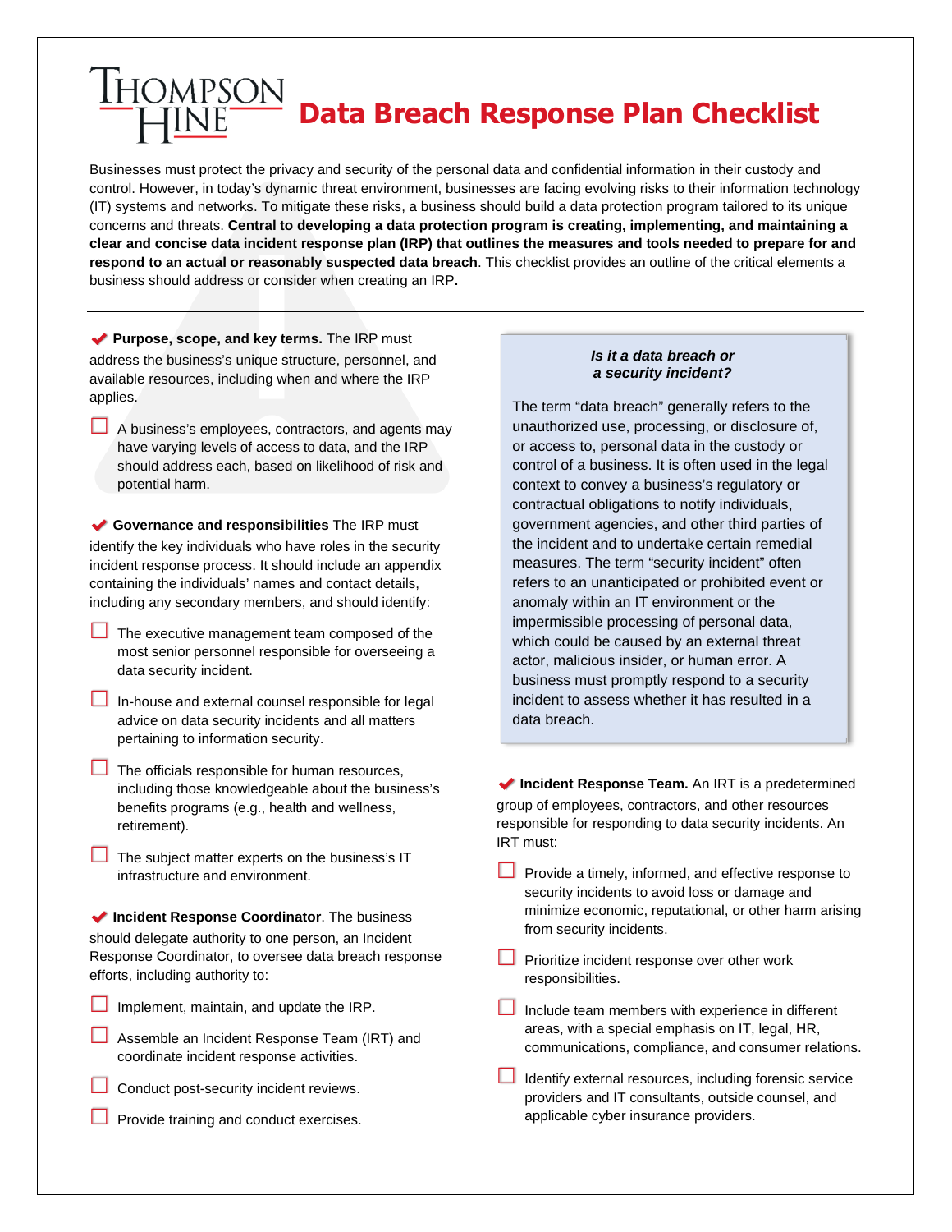# Data Breach Response Plan Checklist

Businesses must protect the privacy and security of the personal data and confidential information in their custody and control. However, in today's dynamic threat environment, businesses are facing evolving risks to their information technology (IT) systems and networks. To mitigate these risks, a business should build a data protection program tailored to its unique concerns and threats. **Central to developing a data protection program is creating, implementing, and maintaining a clear and concise data incident response plan (IRP) that outlines the measures and tools needed to prepare for and respond to an actual or reasonably suspected data breach**. This checklist provides an outline of the critical elements a business should address or consider when creating an IRP**.**

---

✔ **Purpose, scope, and key terms.** The IRP must address the business's unique structure, personnel, and available resources, including when and where the IRP applies.

- ☐ A business's employees, contractors, and agents may have varying levels of access to data, and the IRP should address each, based on likelihood of risk and potential harm.

✔ **Governance and responsibilities** The IRP must identify the key individuals who have roles in the security incident response process. It should include an appendix containing the individuals' names and contact details, including any secondary members, and should identify:

- ☐ The executive management team composed of the most senior personnel responsible for overseeing a data security incident.
- ☐ In-house and external counsel responsible for legal advice on data security incidents and all matters pertaining to information security.
- ☐ The officials responsible for human resources, including those knowledgeable about the business's benefits programs (e.g., health and wellness, retirement).
- ☐ The subject matter experts on the business's IT infrastructure and environment.

✔ **Incident Response Coordinator**. The business should delegate authority to one person, an Incident Response Coordinator, to oversee data breach response efforts, including authority to:

- ☐ Implement, maintain, and update the IRP.
- ☐ Assemble an Incident Response Team (IRT) and coordinate incident response activities.
- ☐ Conduct post-security incident reviews.
- ☐ Provide training and conduct exercises.

> ***Is it a data breach or a security incident?***
>
> The term "data breach" generally refers to the unauthorized use, processing, or disclosure of, or access to, personal data in the custody or control of a business. It is often used in the legal context to convey a business's regulatory or contractual obligations to notify individuals, government agencies, and other third parties of the incident and to undertake certain remedial measures. The term "security incident" often refers to an unanticipated or prohibited event or anomaly within an IT environment or the impermissible processing of personal data, which could be caused by an external threat actor, malicious insider, or human error. A business must promptly respond to a security incident to assess whether it has resulted in a data breach.

✔ **Incident Response Team.** An IRT is a predetermined group of employees, contractors, and other resources responsible for responding to data security incidents. An IRT must:

- ☐ Provide a timely, informed, and effective response to security incidents to avoid loss or damage and minimize economic, reputational, or other harm arising from security incidents.
- ☐ Prioritize incident response over other work responsibilities.
- ☐ Include team members with experience in different areas, with a special emphasis on IT, legal, HR, communications, compliance, and consumer relations.
- ☐ Identify external resources, including forensic service providers and IT consultants, outside counsel, and applicable cyber insurance providers.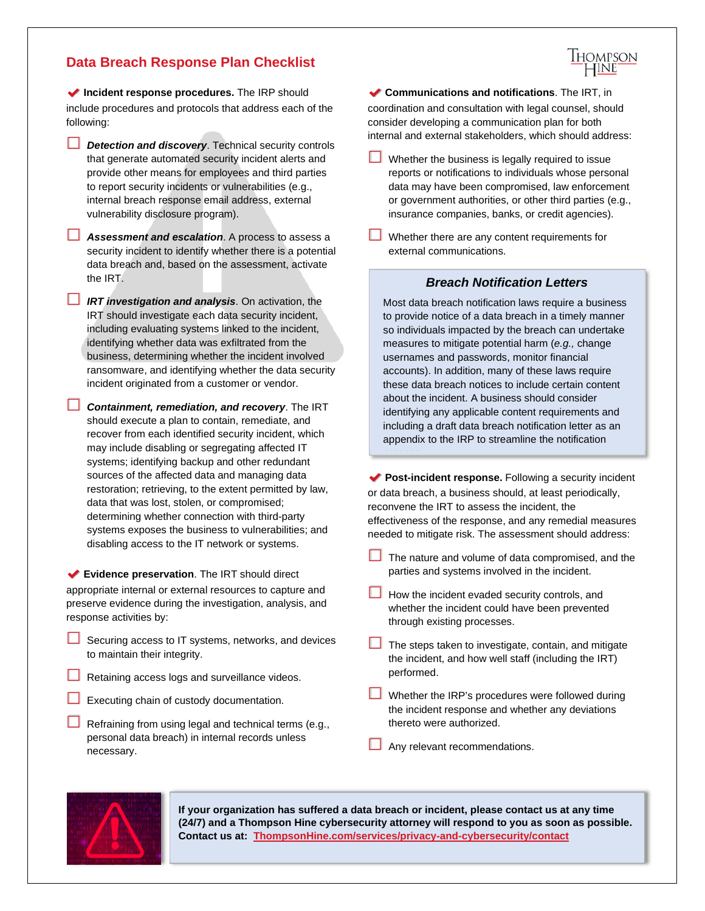# Data Breach Response Plan Checklist

✔ **Incident response procedures.** The IRP should include procedures and protocols that address each of the following:

- ☐ ***Detection and discovery***. Technical security controls that generate automated security incident alerts and provide other means for employees and third parties to report security incidents or vulnerabilities (e.g., internal breach response email address, external vulnerability disclosure program).
- ☐ ***Assessment and escalation***. A process to assess a security incident to identify whether there is a potential data breach and, based on the assessment, activate the IRT.
- ☐ ***IRT investigation and analysis***. On activation, the IRT should investigate each data security incident, including evaluating systems linked to the incident, identifying whether data was exfiltrated from the business, determining whether the incident involved ransomware, and identifying whether the data security incident originated from a customer or vendor.
- ☐ ***Containment, remediation, and recovery***. The IRT should execute a plan to contain, remediate, and recover from each identified security incident, which may include disabling or segregating affected IT systems; identifying backup and other redundant sources of the affected data and managing data restoration; retrieving, to the extent permitted by law, data that was lost, stolen, or compromised; determining whether connection with third-party systems exposes the business to vulnerabilities; and disabling access to the IT network or systems.

✔ **Evidence preservation**. The IRT should direct appropriate internal or external resources to capture and preserve evidence during the investigation, analysis, and response activities by:

- ☐ Securing access to IT systems, networks, and devices to maintain their integrity.
- ☐ Retaining access logs and surveillance videos.
- ☐ Executing chain of custody documentation.
- ☐ Refraining from using legal and technical terms (e.g., personal data breach) in internal records unless necessary.

✔ **Communications and notifications**. The IRT, in coordination and consultation with legal counsel, should consider developing a communication plan for both internal and external stakeholders, which should address:

- ☐ Whether the business is legally required to issue reports or notifications to individuals whose personal data may have been compromised, law enforcement or government authorities, or other third parties (e.g., insurance companies, banks, or credit agencies).
- ☐ Whether there are any content requirements for external communications.

### *Breach Notification Letters*

Most data breach notification laws require a business to provide notice of a data breach in a timely manner so individuals impacted by the breach can undertake measures to mitigate potential harm (*e.g.,* change usernames and passwords, monitor financial accounts). In addition, many of these laws require these data breach notices to include certain content about the incident. A business should consider identifying any applicable content requirements and including a draft data breach notification letter as an appendix to the IRP to streamline the notification

✔ **Post-incident response.** Following a security incident or data breach, a business should, at least periodically, reconvene the IRT to assess the incident, the effectiveness of the response, and any remedial measures needed to mitigate risk. The assessment should address:

- ☐ The nature and volume of data compromised, and the parties and systems involved in the incident.
- ☐ How the incident evaded security controls, and whether the incident could have been prevented through existing processes.
- ☐ The steps taken to investigate, contain, and mitigate the incident, and how well staff (including the IRT) performed.
- ☐ Whether the IRP's procedures were followed during the incident response and whether any deviations thereto were authorized.
- ☐ Any relevant recommendations.

**If your organization has suffered a data breach or incident, please contact us at any time (24/7) and a Thompson Hine cybersecurity attorney will respond to you as soon as possible. Contact us at: ThompsonHine.com/services/privacy-and-cybersecurity/contact**